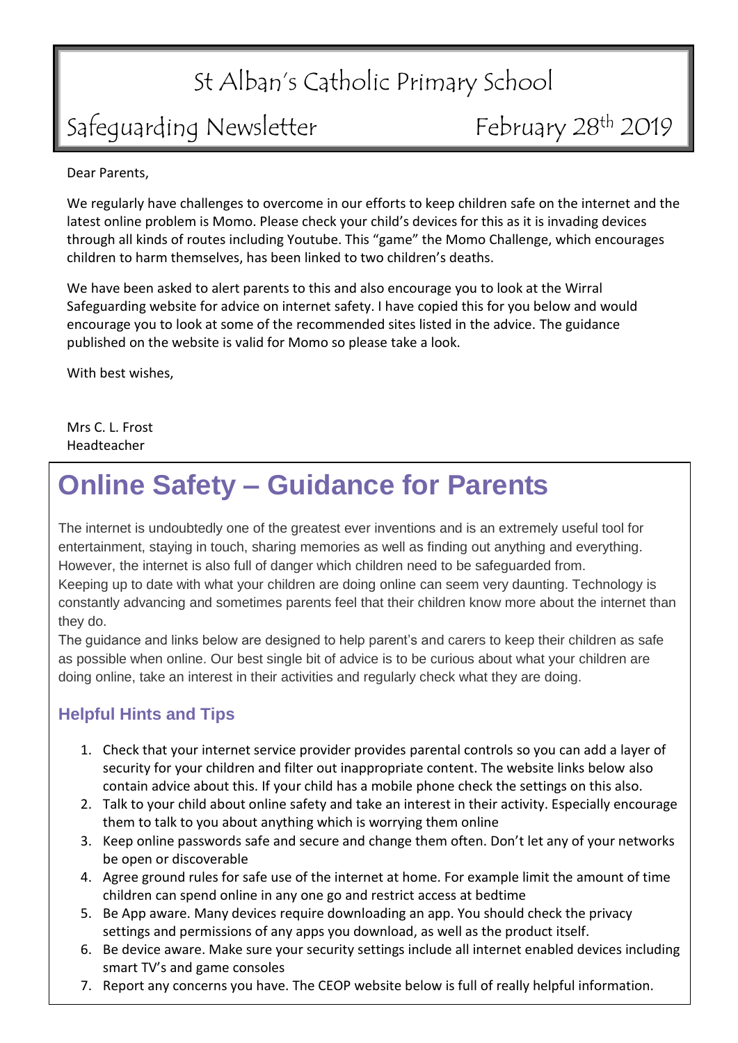# St Alban's Catholic Primary School

## Safeguarding Newsletter — February 28th 2019

Dear Parents,

We regularly have challenges to overcome in our efforts to keep children safe on the internet and the latest online problem is Momo. Please check your child's devices for this as it is invading devices through all kinds of routes including Youtube. This "game" the Momo Challenge, which encourages children to harm themselves, has been linked to two children's deaths.

We have been asked to alert parents to this and also encourage you to look at the Wirral Safeguarding website for advice on internet safety. I have copied this for you below and would encourage you to look at some of the recommended sites listed in the advice. The guidance published on the website is valid for Momo so please take a look.

With best wishes,

Mrs C. L. Frost
Headteacher

# Online Safety – Guidance for Parents

The internet is undoubtedly one of the greatest ever inventions and is an extremely useful tool for entertainment, staying in touch, sharing memories as well as finding out anything and everything. However, the internet is also full of danger which children need to be safeguarded from.
Keeping up to date with what your children are doing online can seem very daunting. Technology is constantly advancing and sometimes parents feel that their children know more about the internet than they do.
The guidance and links below are designed to help parent's and carers to keep their children as safe as possible when online. Our best single bit of advice is to be curious about what your children are doing online, take an interest in their activities and regularly check what they are doing.

### Helpful Hints and Tips

1. Check that your internet service provider provides parental controls so you can add a layer of security for your children and filter out inappropriate content. The website links below also contain advice about this. If your child has a mobile phone check the settings on this also.
2. Talk to your child about online safety and take an interest in their activity. Especially encourage them to talk to you about anything which is worrying them online
3. Keep online passwords safe and secure and change them often. Don't let any of your networks be open or discoverable
4. Agree ground rules for safe use of the internet at home. For example limit the amount of time children can spend online in any one go and restrict access at bedtime
5. Be App aware. Many devices require downloading an app. You should check the privacy settings and permissions of any apps you download, as well as the product itself.
6. Be device aware. Make sure your security settings include all internet enabled devices including smart TV's and game consoles
7. Report any concerns you have. The CEOP website below is full of really helpful information.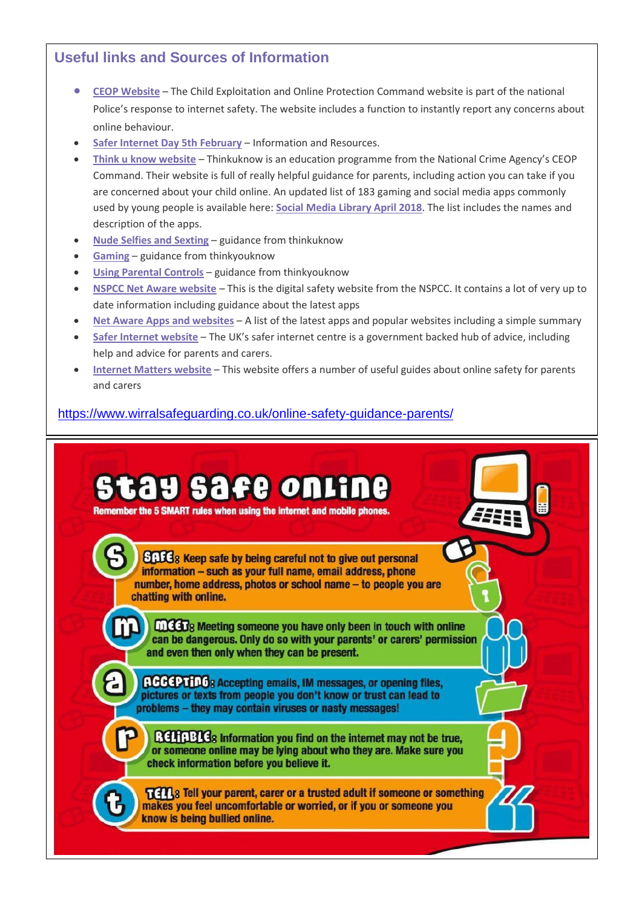## Useful links and Sources of Information

- CEOP Website – The Child Exploitation and Online Protection Command website is part of the national Police's response to internet safety. The website includes a function to instantly report any concerns about online behaviour.
- Safer Internet Day 5th February – Information and Resources.
- Think u know website – Thinkuknow is an education programme from the National Crime Agency's CEOP Command. Their website is full of really helpful guidance for parents, including action you can take if you are concerned about your child online. An updated list of 183 gaming and social media apps commonly used by young people is available here: Social Media Library April 2018. The list includes the names and description of the apps.
- Nude Selfies and Sexting – guidance from thinkuknow
- Gaming – guidance from thinkyouknow
- Using Parental Controls – guidance from thinkyouknow
- NSPCC Net Aware website – This is the digital safety website from the NSPCC. It contains a lot of very up to date information including guidance about the latest apps
- Net Aware Apps and websites – A list of the latest apps and popular websites including a simple summary
- Safer Internet website – The UK's safer internet centre is a government backed hub of advice, including help and advice for parents and carers.
- Internet Matters website – This website offers a number of useful guides about online safety for parents and carers

https://www.wirralsafeguarding.co.uk/online-safety-guidance-parents/

# Stay Safe Online

**Remember the 5 SMART rules when using the internet and mobile phones.**

**S** – **SAFE:** Keep safe by being careful not to give out personal information – such as your full name, email address, phone number, home address, photos or school name – to people you are chatting with online.

**M** – **MEET:** Meeting someone you have only been in touch with online can be dangerous. Only do so with your parents' or carers' permission and even then only when they can be present.

**A** – **ACCEPTING:** Accepting emails, IM messages, or opening files, pictures or texts from people you don't know or trust can lead to problems – they may contain viruses or nasty messages!

**R** – **RELIABLE:** Information you find on the internet may not be true, or someone online may be lying about who they are. Make sure you check information before you believe it.

**T** – **TELL:** Tell your parent, carer or a trusted adult if someone or something makes you feel uncomfortable or worried, or if you or someone you know is being bullied online.